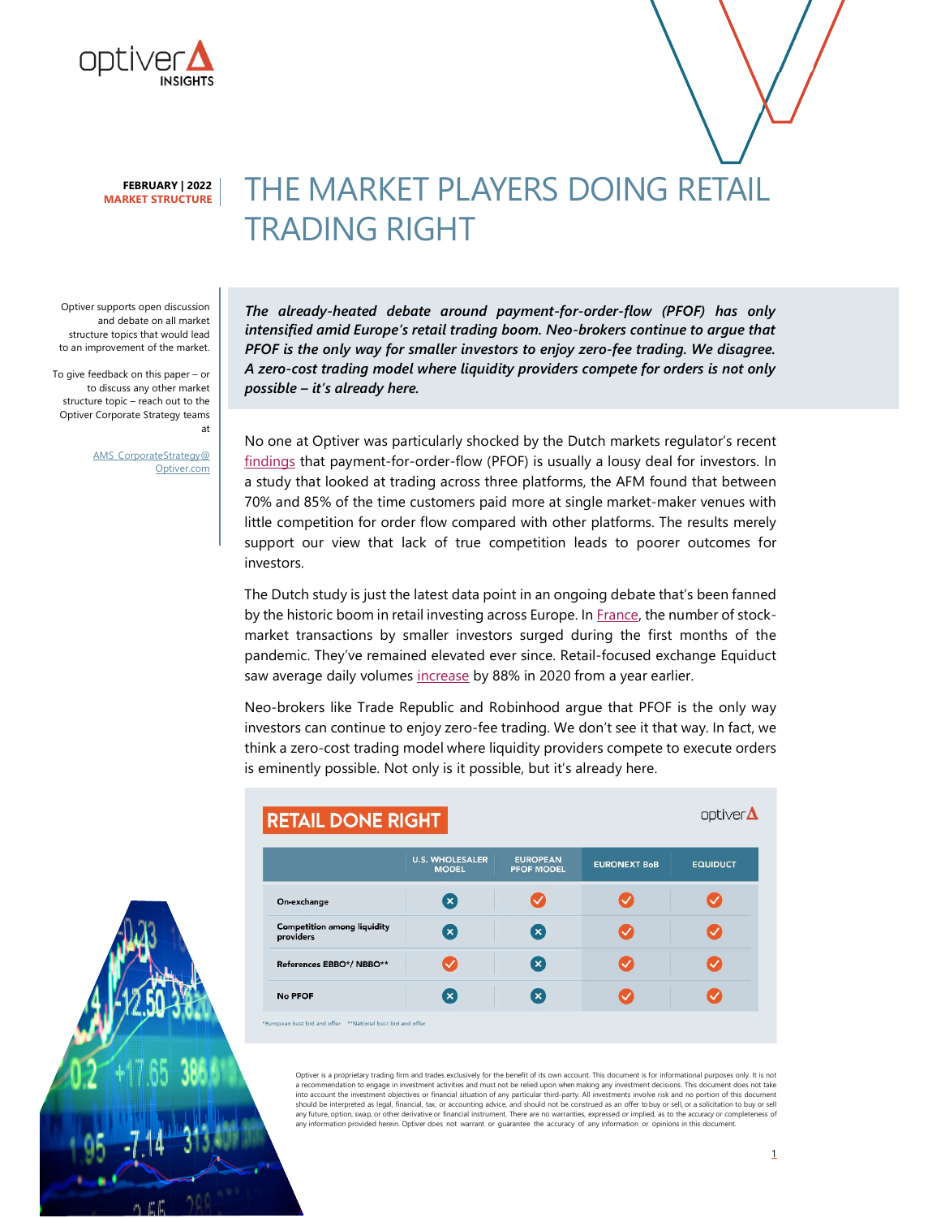**FEBRUARY | 2022**
**MARKET STRUCTURE**

# THE MARKET PLAYERS DOING RETAIL TRADING RIGHT

Optiver supports open discussion and debate on all market structure topics that would lead to an improvement of the market.

To give feedback on this paper – or to discuss any other market structure topic – reach out to the Optiver Corporate Strategy teams at

AMS_CorporateStrategy@Optiver.com

***The already-heated debate around payment-for-order-flow (PFOF) has only intensified amid Europe's retail trading boom. Neo-brokers continue to argue that PFOF is the only way for smaller investors to enjoy zero-fee trading. We disagree. A zero-cost trading model where liquidity providers compete for orders is not only possible – it's already here.***

No one at Optiver was particularly shocked by the Dutch markets regulator's recent findings that payment-for-order-flow (PFOF) is usually a lousy deal for investors. In a study that looked at trading across three platforms, the AFM found that between 70% and 85% of the time customers paid more at single market-maker venues with little competition for order flow compared with other platforms. The results merely support our view that lack of true competition leads to poorer outcomes for investors.

The Dutch study is just the latest data point in an ongoing debate that's been fanned by the historic boom in retail investing across Europe. In France, the number of stock-market transactions by smaller investors surged during the first months of the pandemic. They've remained elevated ever since. Retail-focused exchange Equiduct saw average daily volumes increase by 88% in 2020 from a year earlier.

Neo-brokers like Trade Republic and Robinhood argue that PFOF is the only way investors can continue to enjoy zero-fee trading. We don't see it that way. In fact, we think a zero-cost trading model where liquidity providers compete to execute orders is eminently possible. Not only is it possible, but it's already here.

**RETAIL DONE RIGHT**

| | U.S. WHOLESALER MODEL | EUROPEAN PFOF MODEL | EURONEXT BoB | EQUIDUCT |
|---|---|---|---|---|
| On-exchange | ✗ | ✓ | ✓ | ✓ |
| Competition among liquidity providers | ✗ | ✗ | ✓ | ✓ |
| References EBBO*/ NBBO** | ✓ | ✗ | ✓ | ✓ |
| No PFOF | ✗ | ✗ | ✓ | ✓ |

*European best bid and offer **National best bid and offer

Optiver is a proprietary trading firm and trades exclusively for the benefit of its own account. This document is for informational purposes only. It is not a recommendation to engage in investment activities and must not be relied upon when making any investment decisions. This document does not take into account the investment objectives or financial situation of any particular third-party. All investments involve risk and no portion of this document should be interpreted as legal, financial, tax, or accounting advice, and should not be construed as an offer to buy or sell, or a solicitation to buy or sell any future, option, swap, or other derivative or financial instrument. There are no warranties, expressed or implied, as to the accuracy or completeness of any information provided herein. Optiver does not warrant or guarantee the accuracy of any information or opinions in this document.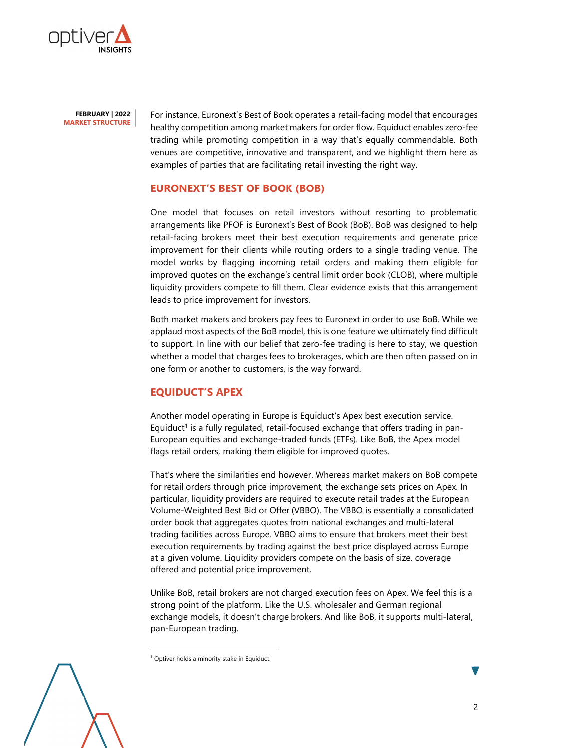For instance, Euronext's Best of Book operates a retail-facing model that encourages healthy competition among market makers for order flow. Equiduct enables zero-fee trading while promoting competition in a way that's equally commendable. Both venues are competitive, innovative and transparent, and we highlight them here as examples of parties that are facilitating retail investing the right way.

## EURONEXT'S BEST OF BOOK (BOB)

One model that focuses on retail investors without resorting to problematic arrangements like PFOF is Euronext's Best of Book (BoB). BoB was designed to help retail-facing brokers meet their best execution requirements and generate price improvement for their clients while routing orders to a single trading venue. The model works by flagging incoming retail orders and making them eligible for improved quotes on the exchange's central limit order book (CLOB), where multiple liquidity providers compete to fill them. Clear evidence exists that this arrangement leads to price improvement for investors.

Both market makers and brokers pay fees to Euronext in order to use BoB. While we applaud most aspects of the BoB model, this is one feature we ultimately find difficult to support. In line with our belief that zero-fee trading is here to stay, we question whether a model that charges fees to brokerages, which are then often passed on in one form or another to customers, is the way forward.

## EQUIDUCT'S APEX

Another model operating in Europe is Equiduct's Apex best execution service. Equiduct[1] is a fully regulated, retail-focused exchange that offers trading in pan-European equities and exchange-traded funds (ETFs). Like BoB, the Apex model flags retail orders, making them eligible for improved quotes.

That's where the similarities end however. Whereas market makers on BoB compete for retail orders through price improvement, the exchange sets prices on Apex. In particular, liquidity providers are required to execute retail trades at the European Volume-Weighted Best Bid or Offer (VBBO). The VBBO is essentially a consolidated order book that aggregates quotes from national exchanges and multi-lateral trading facilities across Europe. VBBO aims to ensure that brokers meet their best execution requirements by trading against the best price displayed across Europe at a given volume. Liquidity providers compete on the basis of size, coverage offered and potential price improvement.

Unlike BoB, retail brokers are not charged execution fees on Apex. We feel this is a strong point of the platform. Like the U.S. wholesaler and German regional exchange models, it doesn't charge brokers. And like BoB, it supports multi-lateral, pan-European trading.

[1] Optiver holds a minority stake in Equiduct.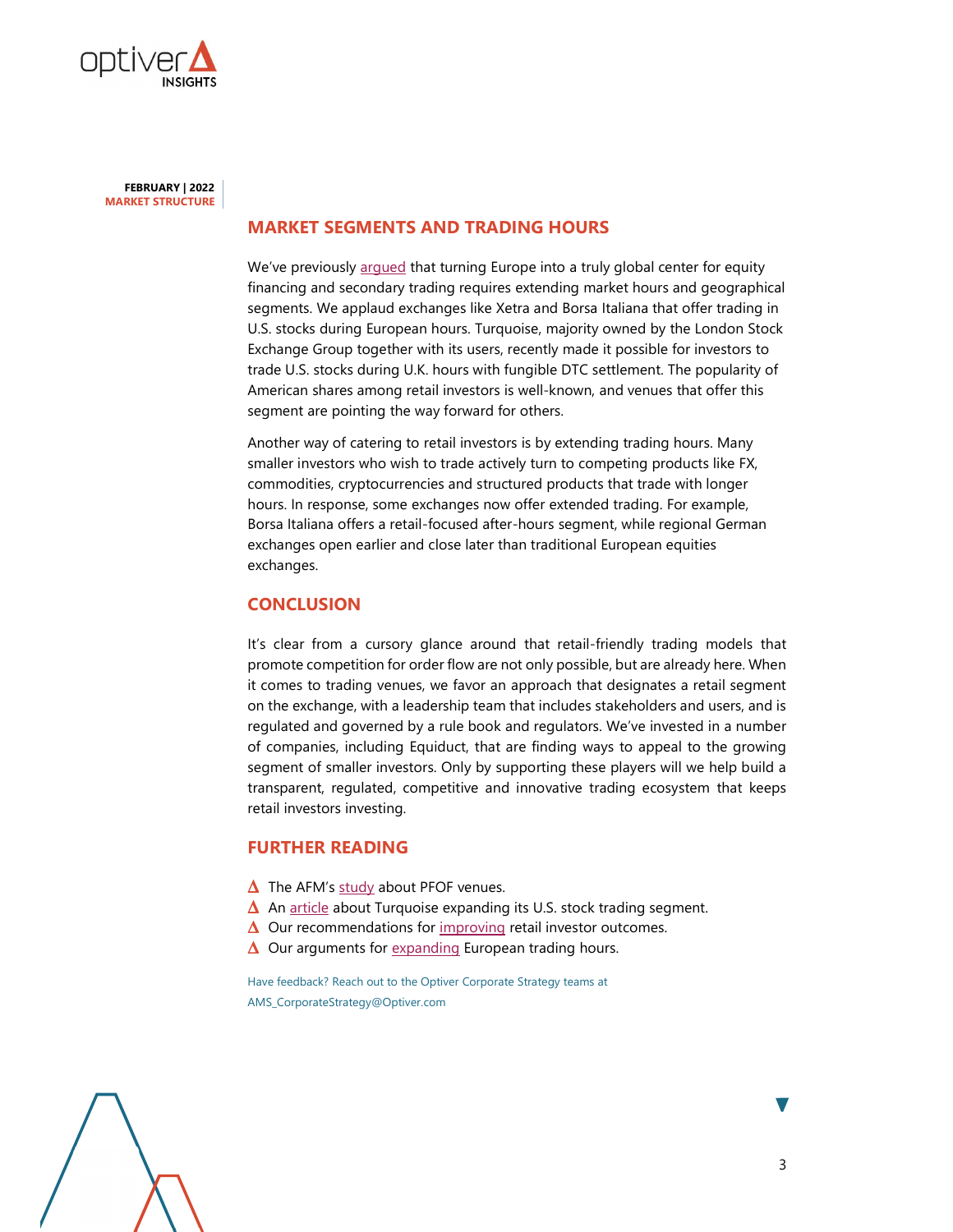## MARKET SEGMENTS AND TRADING HOURS

We've previously argued that turning Europe into a truly global center for equity financing and secondary trading requires extending market hours and geographical segments. We applaud exchanges like Xetra and Borsa Italiana that offer trading in U.S. stocks during European hours. Turquoise, majority owned by the London Stock Exchange Group together with its users, recently made it possible for investors to trade U.S. stocks during U.K. hours with fungible DTC settlement. The popularity of American shares among retail investors is well-known, and venues that offer this segment are pointing the way forward for others.

Another way of catering to retail investors is by extending trading hours. Many smaller investors who wish to trade actively turn to competing products like FX, commodities, cryptocurrencies and structured products that trade with longer hours. In response, some exchanges now offer extended trading. For example, Borsa Italiana offers a retail-focused after-hours segment, while regional German exchanges open earlier and close later than traditional European equities exchanges.

## CONCLUSION

It's clear from a cursory glance around that retail-friendly trading models that promote competition for order flow are not only possible, but are already here. When it comes to trading venues, we favor an approach that designates a retail segment on the exchange, with a leadership team that includes stakeholders and users, and is regulated and governed by a rule book and regulators. We've invested in a number of companies, including Equiduct, that are finding ways to appeal to the growing segment of smaller investors. Only by supporting these players will we help build a transparent, regulated, competitive and innovative trading ecosystem that keeps retail investors investing.

## FURTHER READING

- The AFM's study about PFOF venues.
- An article about Turquoise expanding its U.S. stock trading segment.
- Our recommendations for improving retail investor outcomes.
- Our arguments for expanding European trading hours.

Have feedback? Reach out to the Optiver Corporate Strategy teams at AMS_CorporateStrategy@Optiver.com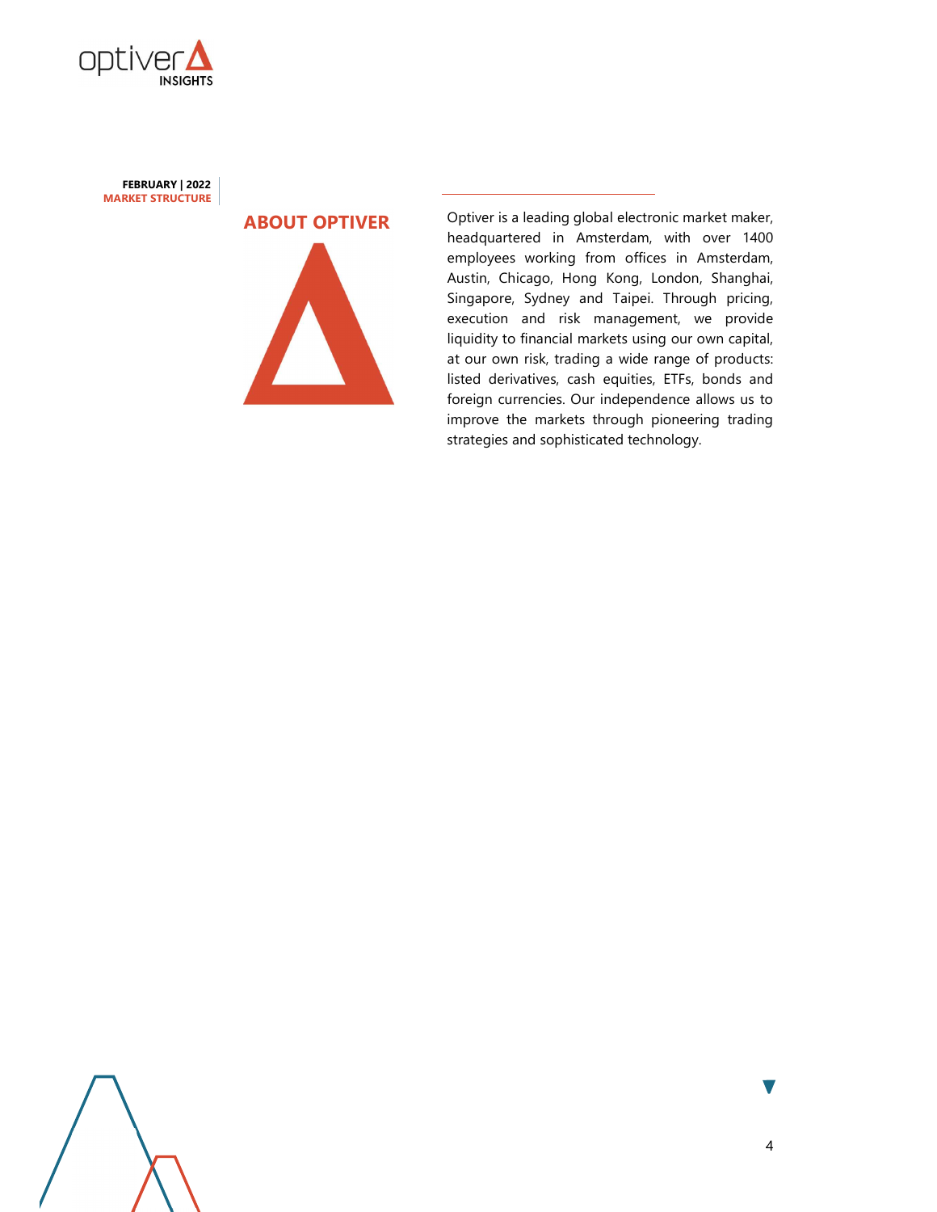## ABOUT OPTIVER

Optiver is a leading global electronic market maker, headquartered in Amsterdam, with over 1400 employees working from offices in Amsterdam, Austin, Chicago, Hong Kong, London, Shanghai, Singapore, Sydney and Taipei. Through pricing, execution and risk management, we provide liquidity to financial markets using our own capital, at our own risk, trading a wide range of products: listed derivatives, cash equities, ETFs, bonds and foreign currencies. Our independence allows us to improve the markets through pioneering trading strategies and sophisticated technology.